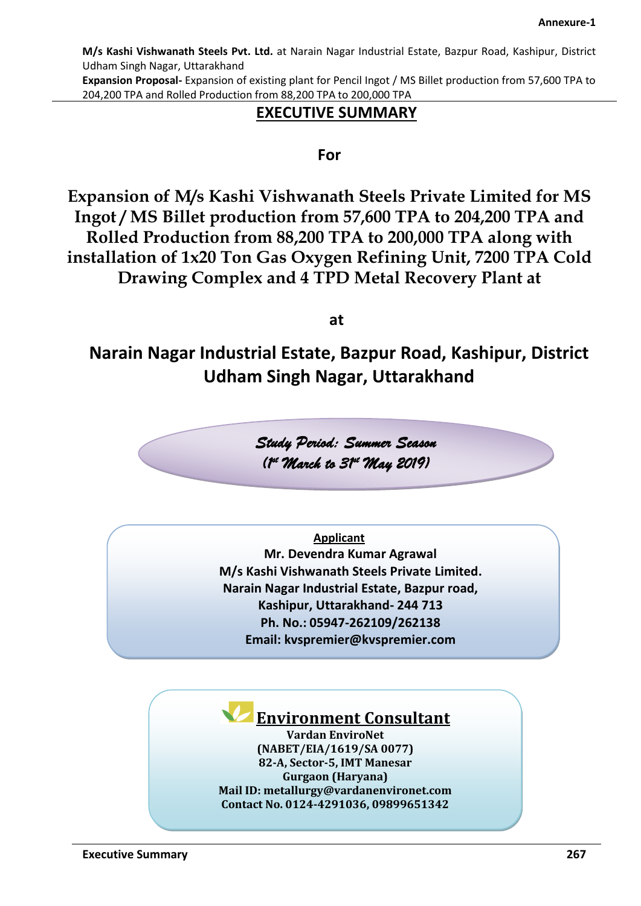Annexure-1

**M/s Kashi Vishwanath Steels Pvt. Ltd.** at Narain Nagar Industrial Estate, Bazpur Road, Kashipur, District Udham Singh Nagar, Uttarakhand

**Expansion Proposal-** Expansion of existing plant for Pencil Ingot / MS Billet production from 57,600 TPA to 204,200 TPA and Rolled Production from 88,200 TPA to 200,000 TPA

# EXECUTIVE SUMMARY

**For**

## Expansion of M/s Kashi Vishwanath Steels Private Limited for MS Ingot / MS Billet production from 57,600 TPA to 204,200 TPA and Rolled Production from 88,200 TPA to 200,000 TPA along with installation of 1x20 Ton Gas Oxygen Refining Unit, 7200 TPA Cold Drawing Complex and 4 TPD Metal Recovery Plant at

**at**

## Narain Nagar Industrial Estate, Bazpur Road, Kashipur, District Udham Singh Nagar, Uttarakhand

*Study Period: Summer Season*
*(1st March to 31st May 2019)*

**Applicant**

**Mr. Devendra Kumar Agrawal**
**M/s Kashi Vishwanath Steels Private Limited.**
**Narain Nagar Industrial Estate, Bazpur road,**
**Kashipur, Uttarakhand- 244 713**
**Ph. No.: 05947-262109/262138**
**Email: kvspremier@kvspremier.com**

**Environment Consultant**

**Vardan EnviroNet**
**(NABET/EIA/1619/SA 0077)**
**82-A, Sector-5, IMT Manesar**
**Gurgaon (Haryana)**
**Mail ID: metallurgy@vardanenvironet.com**
**Contact No. 0124-4291036, 09899651342**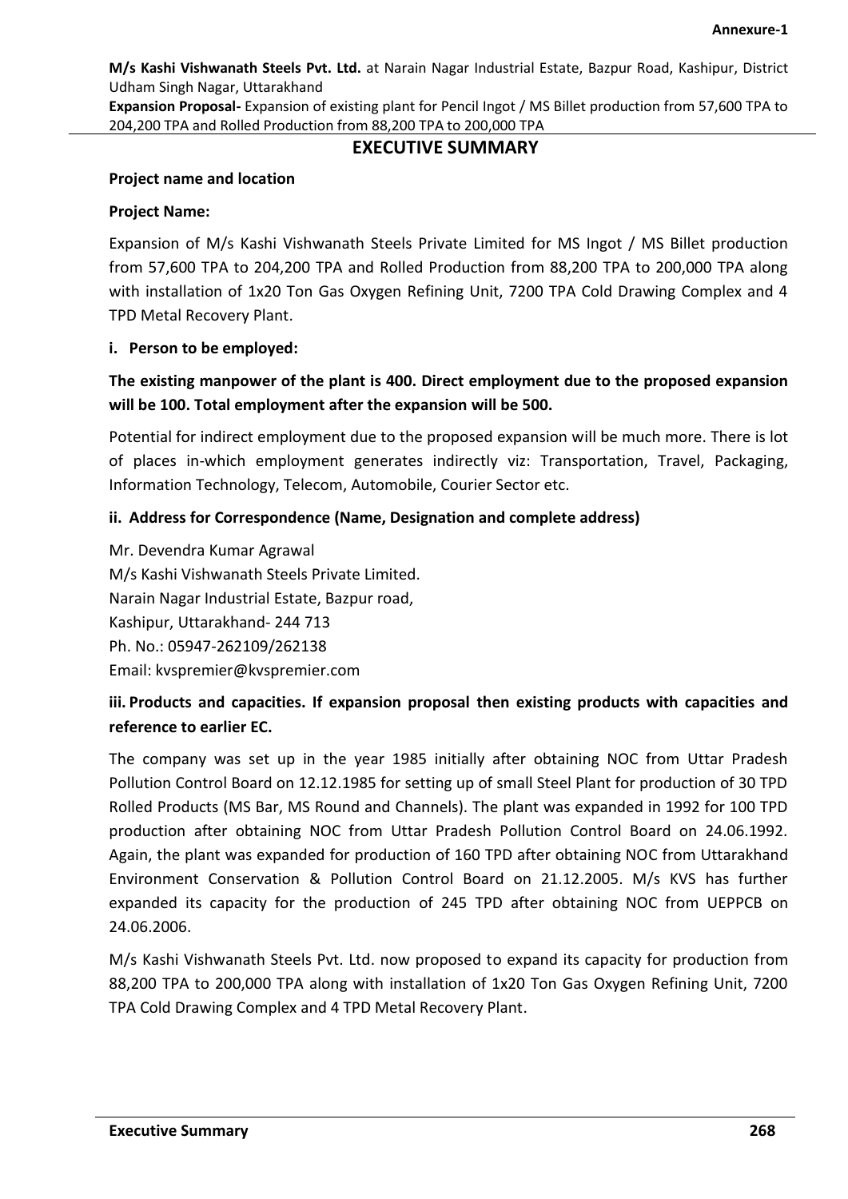Annexure-1

**M/s Kashi Vishwanath Steels Pvt. Ltd.** at Narain Nagar Industrial Estate, Bazpur Road, Kashipur, District Udham Singh Nagar, Uttarakhand

**Expansion Proposal-** Expansion of existing plant for Pencil Ingot / MS Billet production from 57,600 TPA to 204,200 TPA and Rolled Production from 88,200 TPA to 200,000 TPA

## EXECUTIVE SUMMARY

**Project name and location**

**Project Name:**

Expansion of M/s Kashi Vishwanath Steels Private Limited for MS Ingot / MS Billet production from 57,600 TPA to 204,200 TPA and Rolled Production from 88,200 TPA to 200,000 TPA along with installation of 1x20 Ton Gas Oxygen Refining Unit, 7200 TPA Cold Drawing Complex and 4 TPD Metal Recovery Plant.

**i. Person to be employed:**

**The existing manpower of the plant is 400. Direct employment due to the proposed expansion will be 100. Total employment after the expansion will be 500.**

Potential for indirect employment due to the proposed expansion will be much more. There is lot of places in-which employment generates indirectly viz: Transportation, Travel, Packaging, Information Technology, Telecom, Automobile, Courier Sector etc.

**ii. Address for Correspondence (Name, Designation and complete address)**

Mr. Devendra Kumar Agrawal
M/s Kashi Vishwanath Steels Private Limited.
Narain Nagar Industrial Estate, Bazpur road,
Kashipur, Uttarakhand- 244 713
Ph. No.: 05947-262109/262138
Email: kvspremier@kvspremier.com

**iii. Products and capacities. If expansion proposal then existing products with capacities and reference to earlier EC.**

The company was set up in the year 1985 initially after obtaining NOC from Uttar Pradesh Pollution Control Board on 12.12.1985 for setting up of small Steel Plant for production of 30 TPD Rolled Products (MS Bar, MS Round and Channels). The plant was expanded in 1992 for 100 TPD production after obtaining NOC from Uttar Pradesh Pollution Control Board on 24.06.1992. Again, the plant was expanded for production of 160 TPD after obtaining NOC from Uttarakhand Environment Conservation & Pollution Control Board on 21.12.2005. M/s KVS has further expanded its capacity for the production of 245 TPD after obtaining NOC from UEPPCB on 24.06.2006.

M/s Kashi Vishwanath Steels Pvt. Ltd. now proposed to expand its capacity for production from 88,200 TPA to 200,000 TPA along with installation of 1x20 Ton Gas Oxygen Refining Unit, 7200 TPA Cold Drawing Complex and 4 TPD Metal Recovery Plant.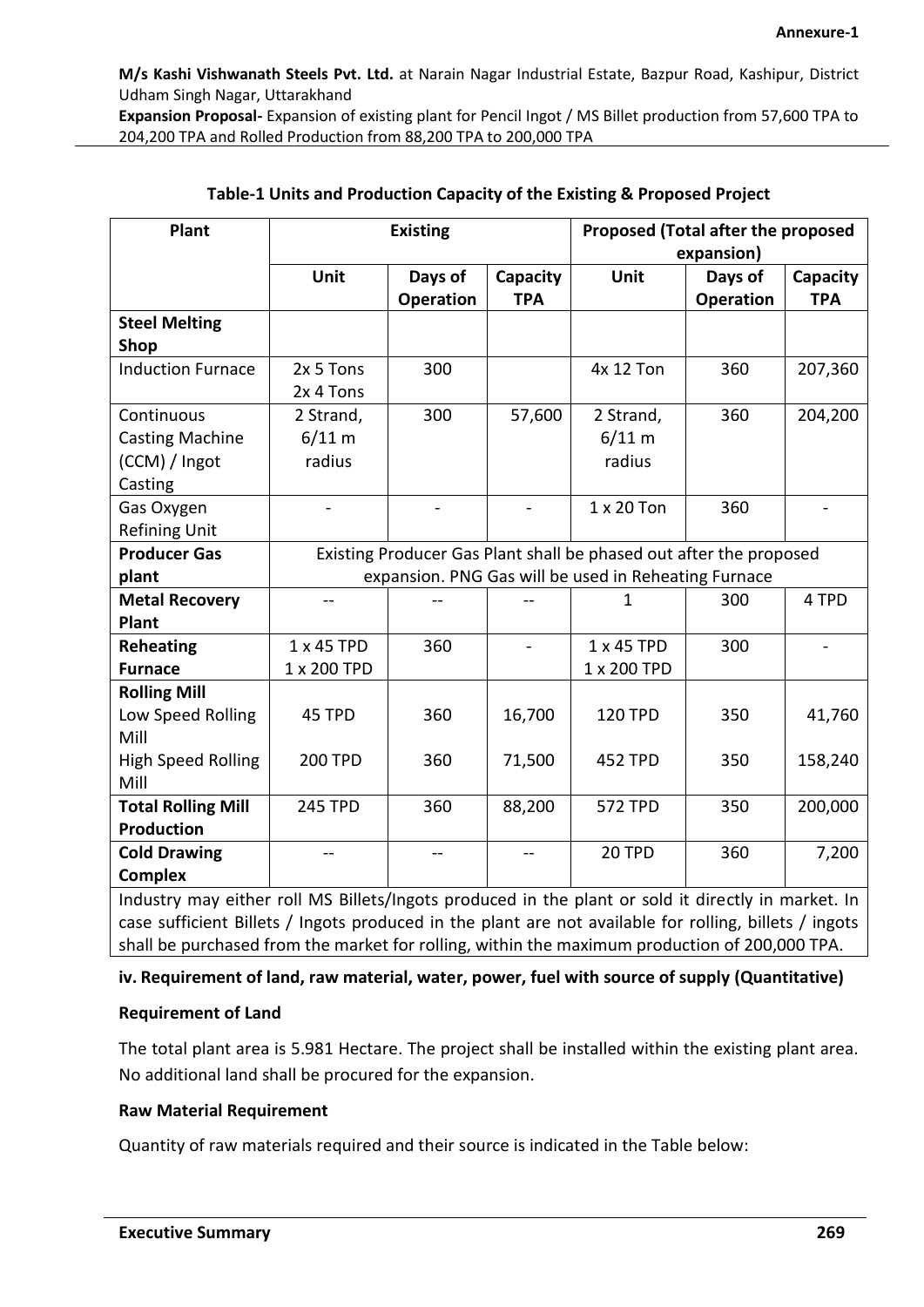Annexure-1

**M/s Kashi Vishwanath Steels Pvt. Ltd.** at Narain Nagar Industrial Estate, Bazpur Road, Kashipur, District Udham Singh Nagar, Uttarakhand

**Expansion Proposal-** Expansion of existing plant for Pencil Ingot / MS Billet production from 57,600 TPA to 204,200 TPA and Rolled Production from 88,200 TPA to 200,000 TPA

**Table-1 Units and Production Capacity of the Existing & Proposed Project**

| Plant | Existing | | | Proposed (Total after the proposed expansion) | | |
|---|---|---|---|---|---|---|
| | Unit | Days of Operation | Capacity TPA | Unit | Days of Operation | Capacity TPA |
| **Steel Melting Shop** | | | | | | |
| Induction Furnace | 2x 5 Tons 2x 4 Tons | 300 | | 4x 12 Ton | 360 | 207,360 |
| Continuous Casting Machine (CCM) / Ingot Casting | 2 Strand, 6/11 m radius | 300 | 57,600 | 2 Strand, 6/11 m radius | 360 | 204,200 |
| Gas Oxygen Refining Unit | - | - | - | 1 x 20 Ton | 360 | - |
| **Producer Gas plant** | Existing Producer Gas Plant shall be phased out after the proposed expansion. PNG Gas will be used in Reheating Furnace | | | | | |
| **Metal Recovery Plant** | -- | -- | -- | 1 | 300 | 4 TPD |
| **Reheating Furnace** | 1 x 45 TPD 1 x 200 TPD | 360 | - | 1 x 45 TPD 1 x 200 TPD | 300 | - |
| **Rolling Mill** | | | | | | |
| Low Speed Rolling Mill | 45 TPD | 360 | 16,700 | 120 TPD | 350 | 41,760 |
| High Speed Rolling Mill | 200 TPD | 360 | 71,500 | 452 TPD | 350 | 158,240 |
| **Total Rolling Mill Production** | 245 TPD | 360 | 88,200 | 572 TPD | 350 | 200,000 |
| **Cold Drawing Complex** | -- | -- | -- | 20 TPD | 360 | 7,200 |
| Industry may either roll MS Billets/Ingots produced in the plant or sold it directly in market. In case sufficient Billets / Ingots produced in the plant are not available for rolling, billets / ingots shall be purchased from the market for rolling, within the maximum production of 200,000 TPA. | | | | | | |

**iv. Requirement of land, raw material, water, power, fuel with source of supply (Quantitative)**

**Requirement of Land**

The total plant area is 5.981 Hectare. The project shall be installed within the existing plant area. No additional land shall be procured for the expansion.

**Raw Material Requirement**

Quantity of raw materials required and their source is indicated in the Table below: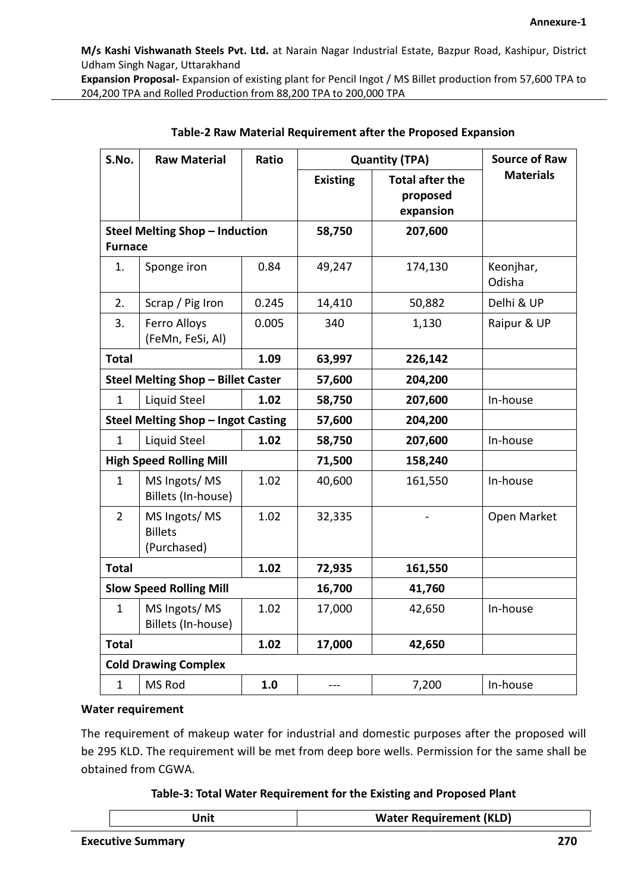**M/s Kashi Vishwanath Steels Pvt. Ltd.** at Narain Nagar Industrial Estate, Bazpur Road, Kashipur, District Udham Singh Nagar, Uttarakhand

**Expansion Proposal-** Expansion of existing plant for Pencil Ingot / MS Billet production from 57,600 TPA to 204,200 TPA and Rolled Production from 88,200 TPA to 200,000 TPA

**Table-2 Raw Material Requirement after the Proposed Expansion**

| S.No. | Raw Material | Ratio | Quantity (TPA) | | Source of Raw Materials |
|---|---|---|---|---|---|
| | | | Existing | Total after the proposed expansion | |
| **Steel Melting Shop – Induction Furnace** | | | **58,750** | **207,600** | |
| 1. | Sponge iron | 0.84 | 49,247 | 174,130 | Keonjhar, Odisha |
| 2. | Scrap / Pig Iron | 0.245 | 14,410 | 50,882 | Delhi & UP |
| 3. | Ferro Alloys (FeMn, FeSi, Al) | 0.005 | 340 | 1,130 | Raipur & UP |
| **Total** | | **1.09** | **63,997** | **226,142** | |
| **Steel Melting Shop – Billet Caster** | | | **57,600** | **204,200** | |
| 1 | Liquid Steel | **1.02** | **58,750** | **207,600** | In-house |
| **Steel Melting Shop – Ingot Casting** | | | **57,600** | **204,200** | |
| 1 | Liquid Steel | **1.02** | **58,750** | **207,600** | In-house |
| **High Speed Rolling Mill** | | | **71,500** | **158,240** | |
| 1 | MS Ingots/ MS Billets (In-house) | 1.02 | 40,600 | 161,550 | In-house |
| 2 | MS Ingots/ MS Billets (Purchased) | 1.02 | 32,335 | - | Open Market |
| **Total** | | **1.02** | **72,935** | **161,550** | |
| **Slow Speed Rolling Mill** | | | **16,700** | **41,760** | |
| 1 | MS Ingots/ MS Billets (In-house) | 1.02 | 17,000 | 42,650 | In-house |
| **Total** | | **1.02** | **17,000** | **42,650** | |
| **Cold Drawing Complex** | | | | | |
| 1 | MS Rod | **1.0** | --- | 7,200 | In-house |

**Water requirement**

The requirement of makeup water for industrial and domestic purposes after the proposed will be 295 KLD. The requirement will be met from deep bore wells. Permission for the same shall be obtained from CGWA.

**Table-3: Total Water Requirement for the Existing and Proposed Plant**

| Unit | Water Requirement (KLD) |
|---|---|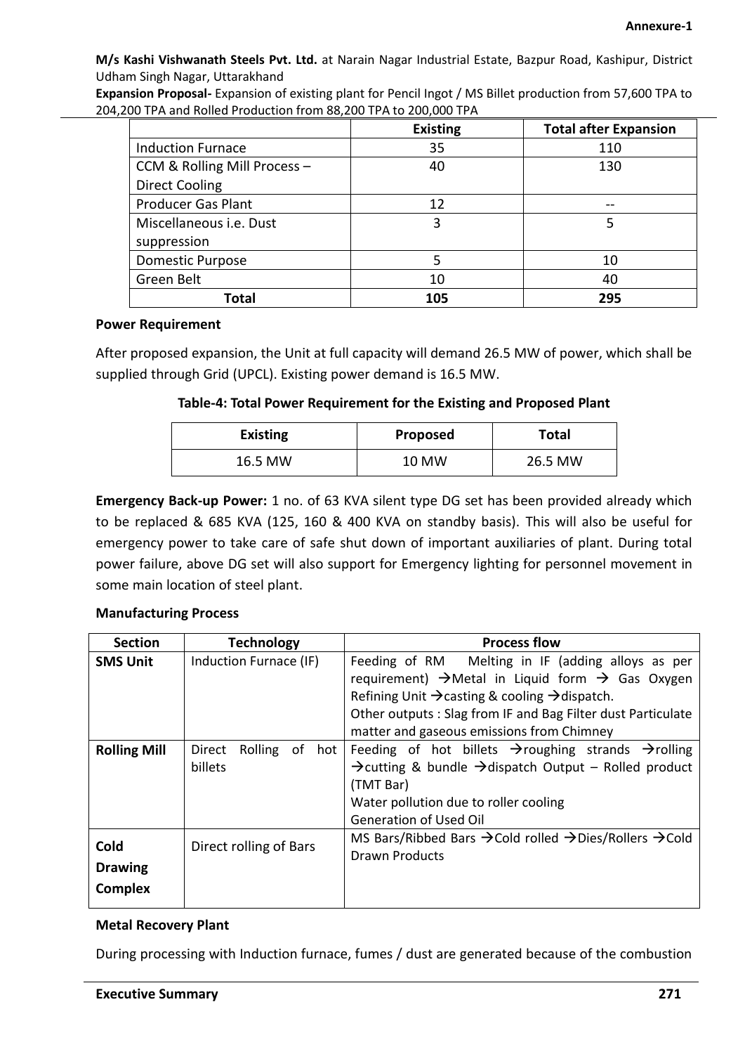**M/s Kashi Vishwanath Steels Pvt. Ltd.** at Narain Nagar Industrial Estate, Bazpur Road, Kashipur, District Udham Singh Nagar, Uttarakhand

**Expansion Proposal-** Expansion of existing plant for Pencil Ingot / MS Billet production from 57,600 TPA to 204,200 TPA and Rolled Production from 88,200 TPA to 200,000 TPA

| | Existing | Total after Expansion |
|---|---|---|
| Induction Furnace | 35 | 110 |
| CCM & Rolling Mill Process – Direct Cooling | 40 | 130 |
| Producer Gas Plant | 12 | -- |
| Miscellaneous i.e. Dust suppression | 3 | 5 |
| Domestic Purpose | 5 | 10 |
| Green Belt | 10 | 40 |
| **Total** | **105** | **295** |

**Power Requirement**

After proposed expansion, the Unit at full capacity will demand 26.5 MW of power, which shall be supplied through Grid (UPCL). Existing power demand is 16.5 MW.

**Table-4: Total Power Requirement for the Existing and Proposed Plant**

| Existing | Proposed | Total |
|---|---|---|
| 16.5 MW | 10 MW | 26.5 MW |

**Emergency Back-up Power:** 1 no. of 63 KVA silent type DG set has been provided already which to be replaced & 685 KVA (125, 160 & 400 KVA on standby basis). This will also be useful for emergency power to take care of safe shut down of important auxiliaries of plant. During total power failure, above DG set will also support for Emergency lighting for personnel movement in some main location of steel plant.

**Manufacturing Process**

| Section | Technology | Process flow |
|---|---|---|
| **SMS Unit** | Induction Furnace (IF) | Feeding of RM Melting in IF (adding alloys as per requirement) →Metal in Liquid form → Gas Oxygen Refining Unit →casting & cooling →dispatch.<br>Other outputs : Slag from IF and Bag Filter dust Particulate matter and gaseous emissions from Chimney |
| **Rolling Mill** | Direct Rolling of hot billets | Feeding of hot billets →roughing strands →rolling →cutting & bundle →dispatch Output – Rolled product (TMT Bar)<br>Water pollution due to roller cooling<br>Generation of Used Oil |
| **Cold Drawing Complex** | Direct rolling of Bars | MS Bars/Ribbed Bars →Cold rolled →Dies/Rollers →Cold Drawn Products |

**Metal Recovery Plant**

During processing with Induction furnace, fumes / dust are generated because of the combustion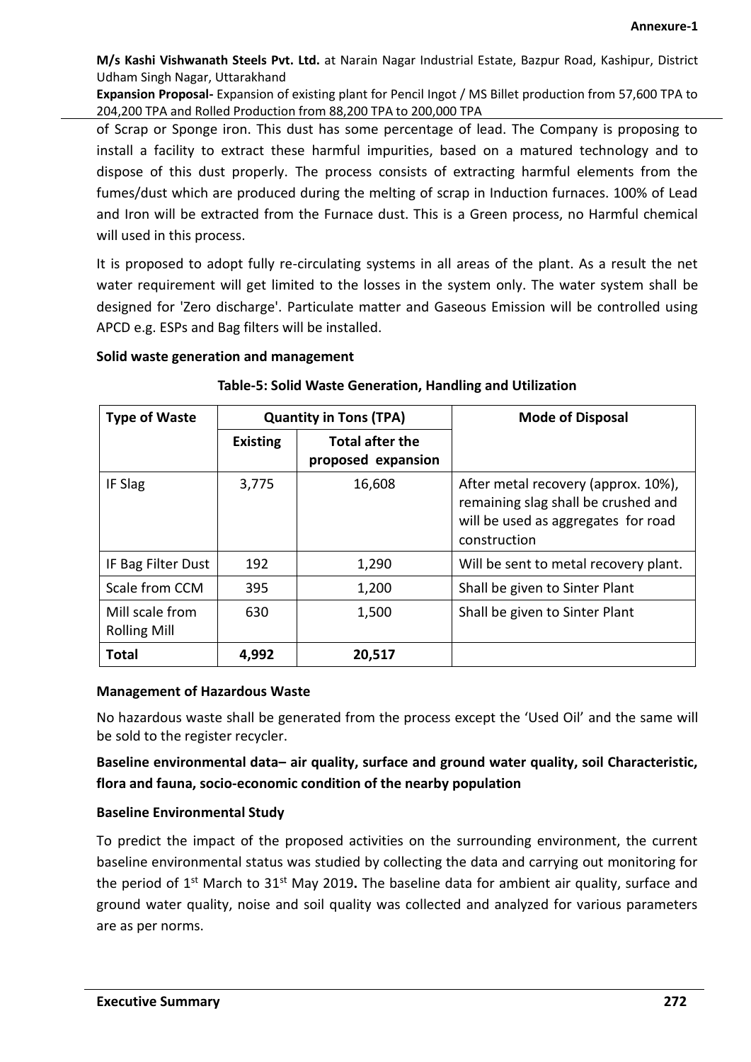of Scrap or Sponge iron. This dust has some percentage of lead. The Company is proposing to install a facility to extract these harmful impurities, based on a matured technology and to dispose of this dust properly. The process consists of extracting harmful elements from the fumes/dust which are produced during the melting of scrap in Induction furnaces. 100% of Lead and Iron will be extracted from the Furnace dust. This is a Green process, no Harmful chemical will used in this process.

It is proposed to adopt fully re-circulating systems in all areas of the plant. As a result the net water requirement will get limited to the losses in the system only. The water system shall be designed for 'Zero discharge'. Particulate matter and Gaseous Emission will be controlled using APCD e.g. ESPs and Bag filters will be installed.

**Solid waste generation and management**

**Table-5: Solid Waste Generation, Handling and Utilization**

| Type of Waste | Quantity in Tons (TPA) | | Mode of Disposal |
|---|---|---|---|
| | Existing | Total after the proposed expansion | |
| IF Slag | 3,775 | 16,608 | After metal recovery (approx. 10%), remaining slag shall be crushed and will be used as aggregates for road construction |
| IF Bag Filter Dust | 192 | 1,290 | Will be sent to metal recovery plant. |
| Scale from CCM | 395 | 1,200 | Shall be given to Sinter Plant |
| Mill scale from Rolling Mill | 630 | 1,500 | Shall be given to Sinter Plant |
| **Total** | **4,992** | **20,517** | |

**Management of Hazardous Waste**

No hazardous waste shall be generated from the process except the 'Used Oil' and the same will be sold to the register recycler.

**Baseline environmental data– air quality, surface and ground water quality, soil Characteristic, flora and fauna, socio-economic condition of the nearby population**

**Baseline Environmental Study**

To predict the impact of the proposed activities on the surrounding environment, the current baseline environmental status was studied by collecting the data and carrying out monitoring for the period of 1st March to 31st May 2019**.** The baseline data for ambient air quality, surface and ground water quality, noise and soil quality was collected and analyzed for various parameters are as per norms.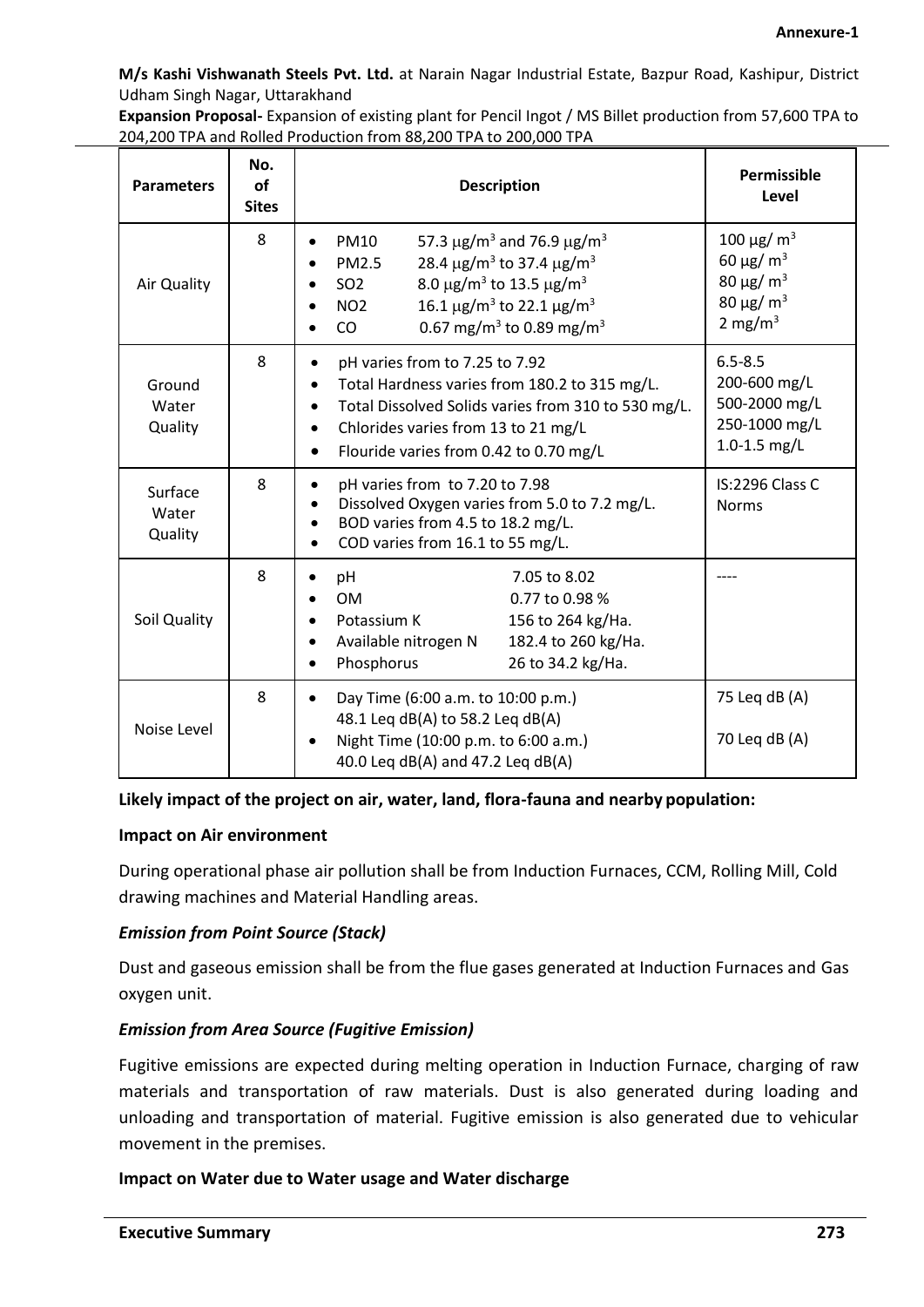Annexure-1

**M/s Kashi Vishwanath Steels Pvt. Ltd.** at Narain Nagar Industrial Estate, Bazpur Road, Kashipur, District Udham Singh Nagar, Uttarakhand

**Expansion Proposal-** Expansion of existing plant for Pencil Ingot / MS Billet production from 57,600 TPA to 204,200 TPA and Rolled Production from 88,200 TPA to 200,000 TPA

| Parameters | No. of Sites | Description | Permissible Level |
|---|---|---|---|
| Air Quality | 8 | • PM10 57.3 μg/m³ and 76.9 μg/m³<br>• PM2.5 28.4 μg/m³ to 37.4 μg/m³<br>• SO2 8.0 μg/m³ to 13.5 μg/m³<br>• NO2 16.1 μg/m³ to 22.1 μg/m³<br>• CO 0.67 mg/m³ to 0.89 mg/m³ | 100 μg/ m³<br>60 μg/ m³<br>80 μg/ m³<br>80 μg/ m³<br>2 mg/m³ |
| Ground Water Quality | 8 | • pH varies from to 7.25 to 7.92<br>• Total Hardness varies from 180.2 to 315 mg/L.<br>• Total Dissolved Solids varies from 310 to 530 mg/L.<br>• Chlorides varies from 13 to 21 mg/L<br>• Flouride varies from 0.42 to 0.70 mg/L | 6.5-8.5<br>200-600 mg/L<br>500-2000 mg/L<br>250-1000 mg/L<br>1.0-1.5 mg/L |
| Surface Water Quality | 8 | • pH varies from to 7.20 to 7.98<br>• Dissolved Oxygen varies from 5.0 to 7.2 mg/L.<br>• BOD varies from 4.5 to 18.2 mg/L.<br>• COD varies from 16.1 to 55 mg/L. | IS:2296 Class C Norms |
| Soil Quality | 8 | • pH 7.05 to 8.02<br>• OM 0.77 to 0.98 %<br>• Potassium K 156 to 264 kg/Ha.<br>• Available nitrogen N 182.4 to 260 kg/Ha.<br>• Phosphorus 26 to 34.2 kg/Ha. | ---- |
| Noise Level | 8 | • Day Time (6:00 a.m. to 10:00 p.m.) 48.1 Leq dB(A) to 58.2 Leq dB(A)<br>• Night Time (10:00 p.m. to 6:00 a.m.) 40.0 Leq dB(A) and 47.2 Leq dB(A) | 75 Leq dB (A)<br><br>70 Leq dB (A) |

**Likely impact of the project on air, water, land, flora-fauna and nearby population:**

**Impact on Air environment**

During operational phase air pollution shall be from Induction Furnaces, CCM, Rolling Mill, Cold drawing machines and Material Handling areas.

***Emission from Point Source (Stack)***

Dust and gaseous emission shall be from the flue gases generated at Induction Furnaces and Gas oxygen unit.

***Emission from Area Source (Fugitive Emission)***

Fugitive emissions are expected during melting operation in Induction Furnace, charging of raw materials and transportation of raw materials. Dust is also generated during loading and unloading and transportation of material. Fugitive emission is also generated due to vehicular movement in the premises.

**Impact on Water due to Water usage and Water discharge**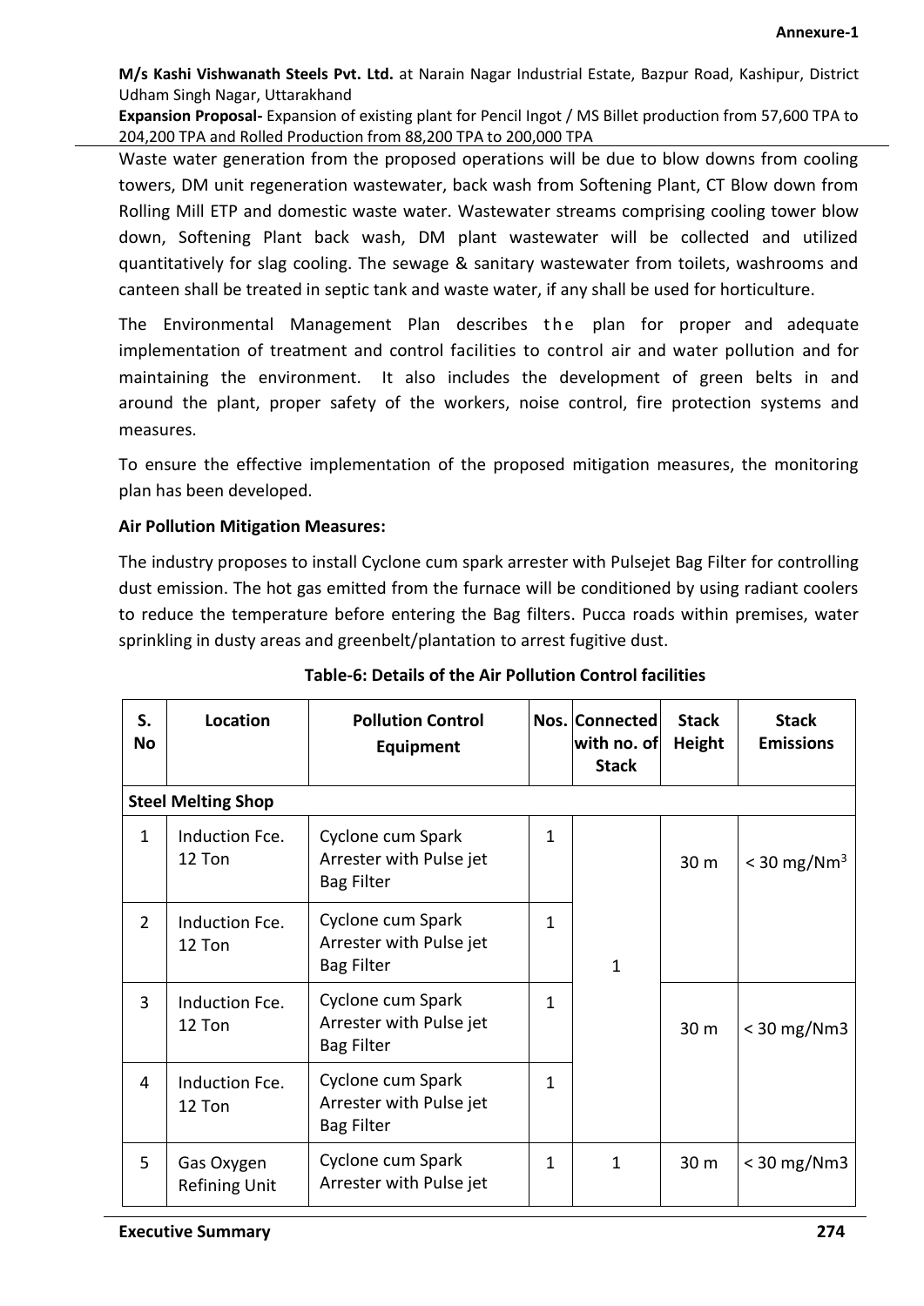Waste water generation from the proposed operations will be due to blow downs from cooling towers, DM unit regeneration wastewater, back wash from Softening Plant, CT Blow down from Rolling Mill ETP and domestic waste water. Wastewater streams comprising cooling tower blow down, Softening Plant back wash, DM plant wastewater will be collected and utilized quantitatively for slag cooling. The sewage & sanitary wastewater from toilets, washrooms and canteen shall be treated in septic tank and waste water, if any shall be used for horticulture.

The Environmental Management Plan describes the plan for proper and adequate implementation of treatment and control facilities to control air and water pollution and for maintaining the environment. It also includes the development of green belts in and around the plant, proper safety of the workers, noise control, fire protection systems and measures.

To ensure the effective implementation of the proposed mitigation measures, the monitoring plan has been developed.

**Air Pollution Mitigation Measures:**

The industry proposes to install Cyclone cum spark arrester with Pulsejet Bag Filter for controlling dust emission. The hot gas emitted from the furnace will be conditioned by using radiant coolers to reduce the temperature before entering the Bag filters. Pucca roads within premises, water sprinkling in dusty areas and greenbelt/plantation to arrest fugitive dust.

**Table-6: Details of the Air Pollution Control facilities**

| S. No | Location | Pollution Control Equipment | Nos. | Connected with no. of Stack | Stack Height | Stack Emissions |
|---|---|---|---|---|---|---|
| **Steel Melting Shop** | | | | | | |
| 1 | Induction Fce. 12 Ton | Cyclone cum Spark Arrester with Pulse jet Bag Filter | 1 | 1 | 30 m | < 30 mg/Nm$^3$ |
| 2 | Induction Fce. 12 Ton | Cyclone cum Spark Arrester with Pulse jet Bag Filter | 1 | | | |
| 3 | Induction Fce. 12 Ton | Cyclone cum Spark Arrester with Pulse jet Bag Filter | 1 | | 30 m | < 30 mg/Nm3 |
| 4 | Induction Fce. 12 Ton | Cyclone cum Spark Arrester with Pulse jet Bag Filter | 1 | | | |
| 5 | Gas Oxygen Refining Unit | Cyclone cum Spark Arrester with Pulse jet | 1 | 1 | 30 m | < 30 mg/Nm3 |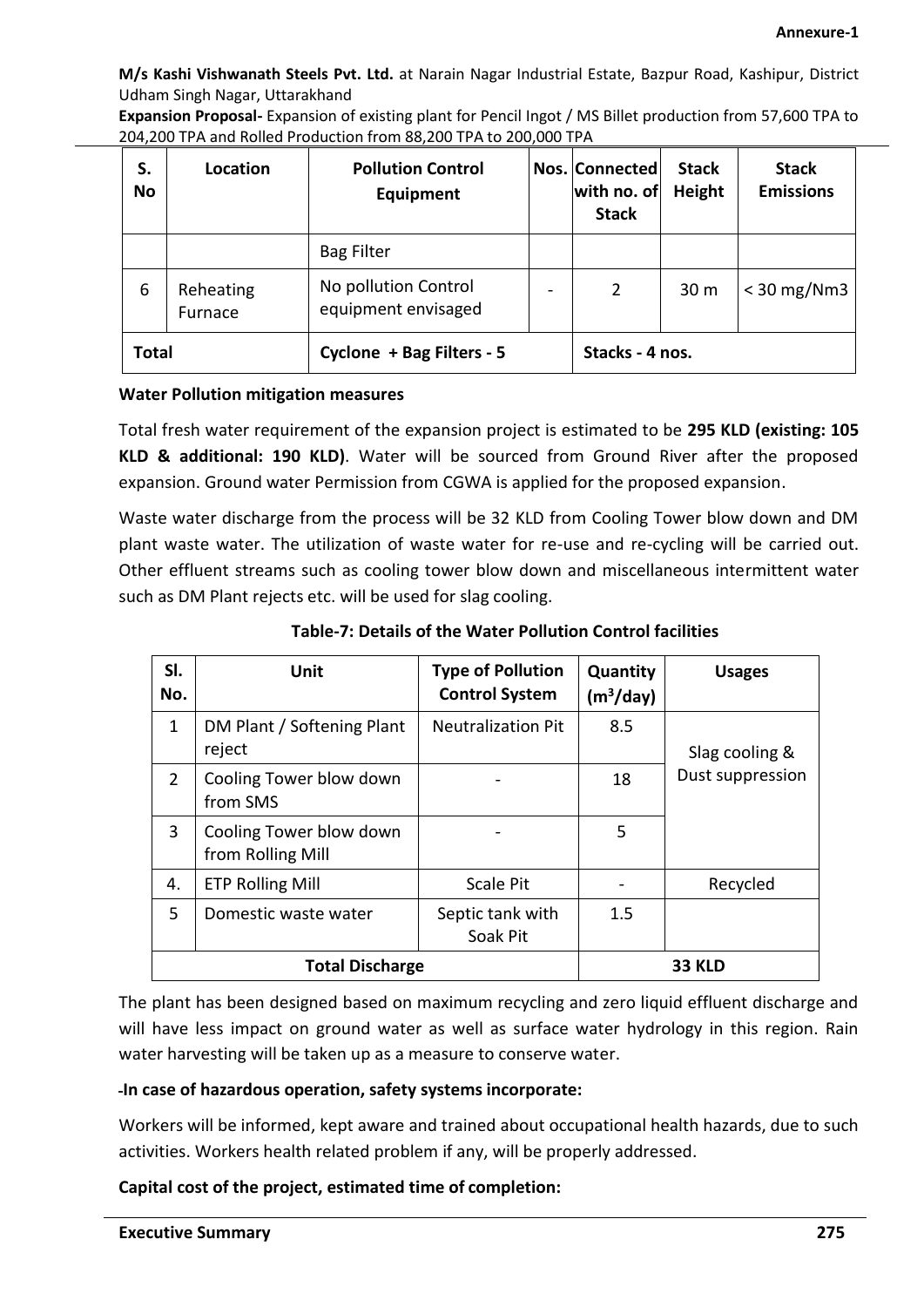**M/s Kashi Vishwanath Steels Pvt. Ltd.** at Narain Nagar Industrial Estate, Bazpur Road, Kashipur, District Udham Singh Nagar, Uttarakhand

**Expansion Proposal-** Expansion of existing plant for Pencil Ingot / MS Billet production from 57,600 TPA to 204,200 TPA and Rolled Production from 88,200 TPA to 200,000 TPA

| S. No | Location | Pollution Control Equipment | Nos. | Connected with no. of Stack | Stack Height | Stack Emissions |
|---|---|---|---|---|---|---|
| | | Bag Filter | | | | |
| 6 | Reheating Furnace | No pollution Control equipment envisaged | - | 2 | 30 m | < 30 mg/Nm3 |
| **Total** | | **Cyclone + Bag Filters - 5** | | **Stacks - 4 nos.** | | |

**Water Pollution mitigation measures**

Total fresh water requirement of the expansion project is estimated to be **295 KLD (existing: 105 KLD & additional: 190 KLD)**. Water will be sourced from Ground River after the proposed expansion. Ground water Permission from CGWA is applied for the proposed expansion.

Waste water discharge from the process will be 32 KLD from Cooling Tower blow down and DM plant waste water. The utilization of waste water for re-use and re-cycling will be carried out. Other effluent streams such as cooling tower blow down and miscellaneous intermittent water such as DM Plant rejects etc. will be used for slag cooling.

**Table-7: Details of the Water Pollution Control facilities**

| Sl. No. | Unit | Type of Pollution Control System | Quantity ($m^3$/day) | Usages |
|---|---|---|---|---|
| 1 | DM Plant / Softening Plant reject | Neutralization Pit | 8.5 | Slag cooling & Dust suppression |
| 2 | Cooling Tower blow down from SMS | - | 18 | |
| 3 | Cooling Tower blow down from Rolling Mill | - | 5 | |
| 4. | ETP Rolling Mill | Scale Pit | - | Recycled |
| 5 | Domestic waste water | Septic tank with Soak Pit | 1.5 | |
| **Total Discharge** | | | **33 KLD** | |

The plant has been designed based on maximum recycling and zero liquid effluent discharge and will have less impact on ground water as well as surface water hydrology in this region. Rain water harvesting will be taken up as a measure to conserve water.

**-In case of hazardous operation, safety systems incorporate:**

Workers will be informed, kept aware and trained about occupational health hazards, due to such activities. Workers health related problem if any, will be properly addressed.

**Capital cost of the project, estimated time of completion:**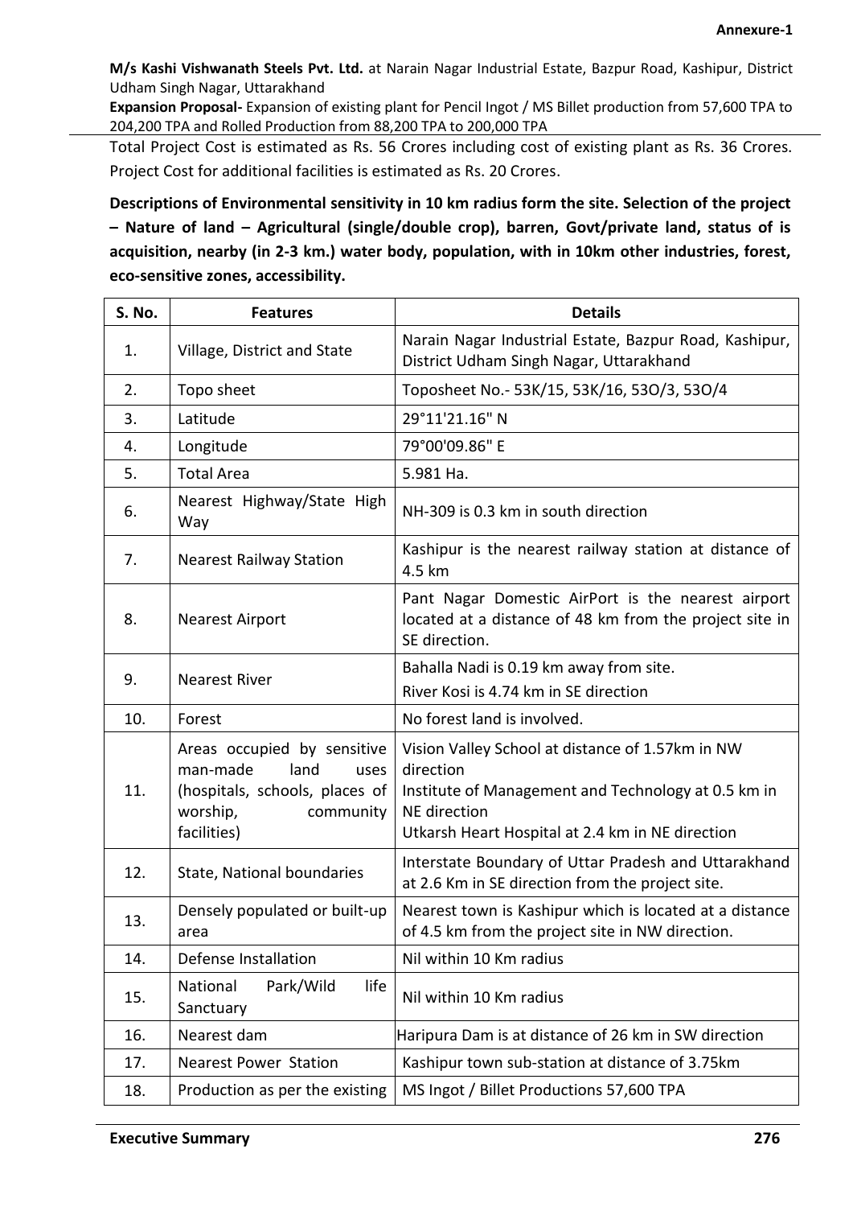**Annexure-1**

**M/s Kashi Vishwanath Steels Pvt. Ltd.** at Narain Nagar Industrial Estate, Bazpur Road, Kashipur, District Udham Singh Nagar, Uttarakhand

**Expansion Proposal-** Expansion of existing plant for Pencil Ingot / MS Billet production from 57,600 TPA to 204,200 TPA and Rolled Production from 88,200 TPA to 200,000 TPA

Total Project Cost is estimated as Rs. 56 Crores including cost of existing plant as Rs. 36 Crores. Project Cost for additional facilities is estimated as Rs. 20 Crores.

**Descriptions of Environmental sensitivity in 10 km radius form the site. Selection of the project – Nature of land – Agricultural (single/double crop), barren, Govt/private land, status of is acquisition, nearby (in 2-3 km.) water body, population, with in 10km other industries, forest, eco-sensitive zones, accessibility.**

| S. No. | Features | Details |
|---|---|---|
| 1. | Village, District and State | Narain Nagar Industrial Estate, Bazpur Road, Kashipur, District Udham Singh Nagar, Uttarakhand |
| 2. | Topo sheet | Toposheet No.- 53K/15, 53K/16, 53O/3, 53O/4 |
| 3. | Latitude | 29°11'21.16" N |
| 4. | Longitude | 79°00'09.86" E |
| 5. | Total Area | 5.981 Ha. |
| 6. | Nearest Highway/State High Way | NH-309 is 0.3 km in south direction |
| 7. | Nearest Railway Station | Kashipur is the nearest railway station at distance of 4.5 km |
| 8. | Nearest Airport | Pant Nagar Domestic AirPort is the nearest airport located at a distance of 48 km from the project site in SE direction. |
| 9. | Nearest River | Bahalla Nadi is 0.19 km away from site.<br>River Kosi is 4.74 km in SE direction |
| 10. | Forest | No forest land is involved. |
| 11. | Areas occupied by sensitive man-made land uses (hospitals, schools, places of worship, community facilities) | Vision Valley School at distance of 1.57km in NW direction<br>Institute of Management and Technology at 0.5 km in NE direction<br>Utkarsh Heart Hospital at 2.4 km in NE direction |
| 12. | State, National boundaries | Interstate Boundary of Uttar Pradesh and Uttarakhand at 2.6 Km in SE direction from the project site. |
| 13. | Densely populated or built-up area | Nearest town is Kashipur which is located at a distance of 4.5 km from the project site in NW direction. |
| 14. | Defense Installation | Nil within 10 Km radius |
| 15. | National Park/Wild life Sanctuary | Nil within 10 Km radius |
| 16. | Nearest dam | Haripura Dam is at distance of 26 km in SW direction |
| 17. | Nearest Power Station | Kashipur town sub-station at distance of 3.75km |
| 18. | Production as per the existing | MS Ingot / Billet Productions 57,600 TPA |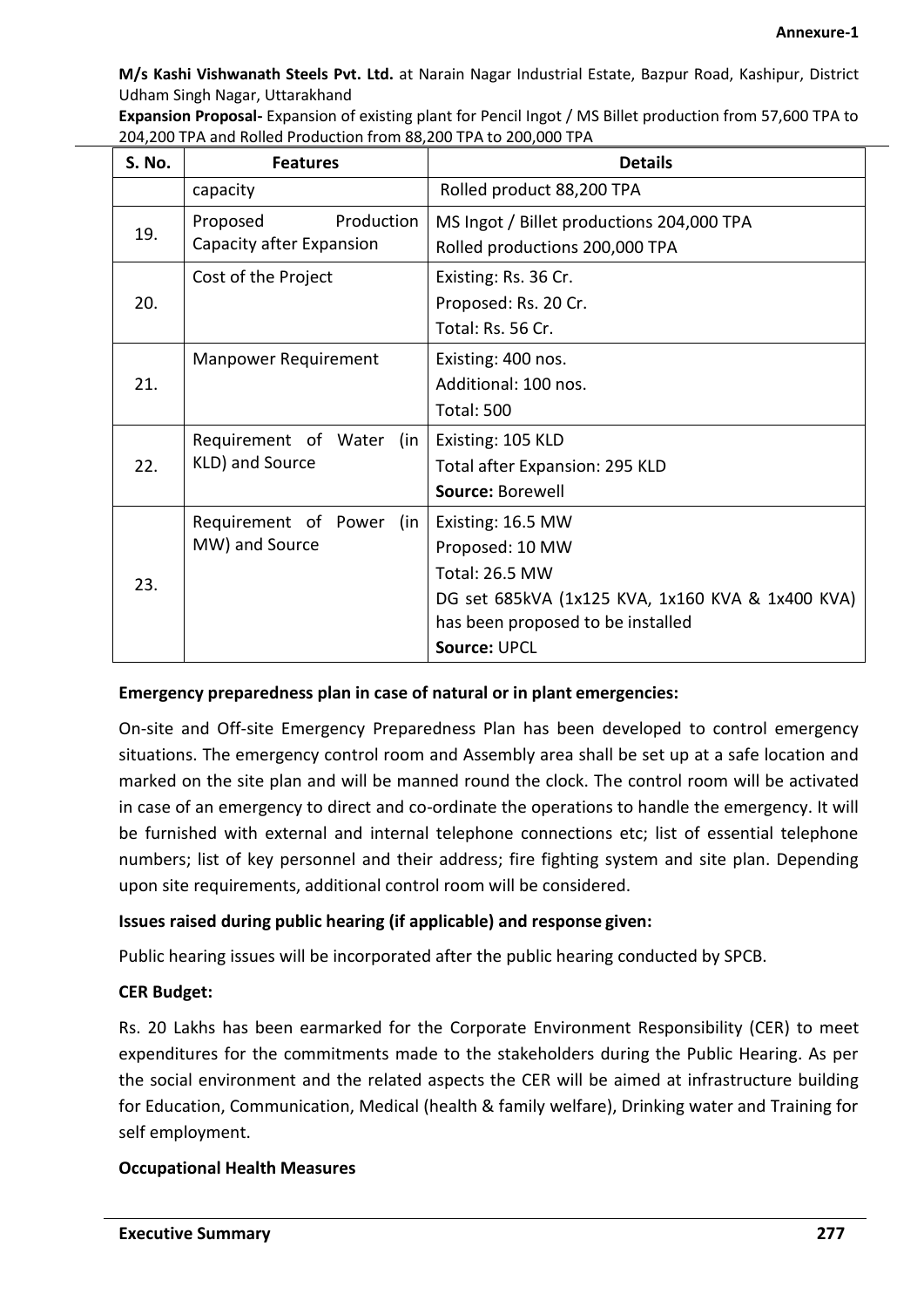**M/s Kashi Vishwanath Steels Pvt. Ltd.** at Narain Nagar Industrial Estate, Bazpur Road, Kashipur, District Udham Singh Nagar, Uttarakhand

**Expansion Proposal-** Expansion of existing plant for Pencil Ingot / MS Billet production from 57,600 TPA to 204,200 TPA and Rolled Production from 88,200 TPA to 200,000 TPA

| S. No. | Features | Details |
|---|---|---|
| | capacity | Rolled product 88,200 TPA |
| 19. | Proposed Production Capacity after Expansion | MS Ingot / Billet productions 204,000 TPA<br>Rolled productions 200,000 TPA |
| 20. | Cost of the Project | Existing: Rs. 36 Cr.<br>Proposed: Rs. 20 Cr.<br>Total: Rs. 56 Cr. |
| 21. | Manpower Requirement | Existing: 400 nos.<br>Additional: 100 nos.<br>Total: 500 |
| 22. | Requirement of Water (in KLD) and Source | Existing: 105 KLD<br>Total after Expansion: 295 KLD<br>**Source:** Borewell |
| 23. | Requirement of Power (in MW) and Source | Existing: 16.5 MW<br>Proposed: 10 MW<br>Total: 26.5 MW<br>DG set 685kVA (1x125 KVA, 1x160 KVA & 1x400 KVA) has been proposed to be installed<br>**Source:** UPCL |

**Emergency preparedness plan in case of natural or in plant emergencies:**

On-site and Off-site Emergency Preparedness Plan has been developed to control emergency situations. The emergency control room and Assembly area shall be set up at a safe location and marked on the site plan and will be manned round the clock. The control room will be activated in case of an emergency to direct and co-ordinate the operations to handle the emergency. It will be furnished with external and internal telephone connections etc; list of essential telephone numbers; list of key personnel and their address; fire fighting system and site plan. Depending upon site requirements, additional control room will be considered.

**Issues raised during public hearing (if applicable) and response given:**

Public hearing issues will be incorporated after the public hearing conducted by SPCB.

**CER Budget:**

Rs. 20 Lakhs has been earmarked for the Corporate Environment Responsibility (CER) to meet expenditures for the commitments made to the stakeholders during the Public Hearing. As per the social environment and the related aspects the CER will be aimed at infrastructure building for Education, Communication, Medical (health & family welfare), Drinking water and Training for self employment.

**Occupational Health Measures**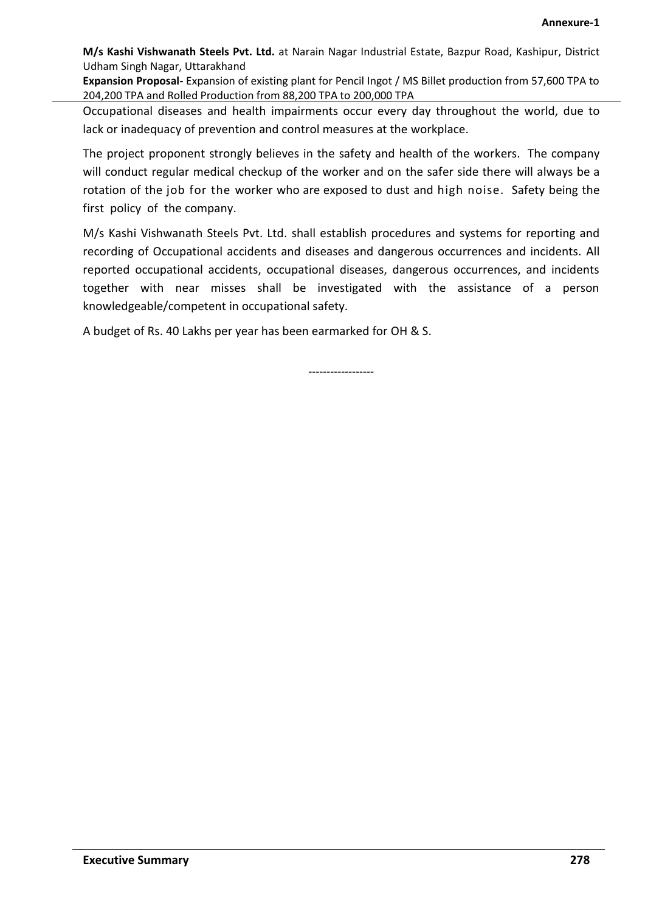Occupational diseases and health impairments occur every day throughout the world, due to lack or inadequacy of prevention and control measures at the workplace.

The project proponent strongly believes in the safety and health of the workers. The company will conduct regular medical checkup of the worker and on the safer side there will always be a rotation of the job for the worker who are exposed to dust and high noise. Safety being the first policy of the company.

M/s Kashi Vishwanath Steels Pvt. Ltd. shall establish procedures and systems for reporting and recording of Occupational accidents and diseases and dangerous occurrences and incidents. All reported occupational accidents, occupational diseases, dangerous occurrences, and incidents together with near misses shall be investigated with the assistance of a person knowledgeable/competent in occupational safety.

A budget of Rs. 40 Lakhs per year has been earmarked for OH & S.

------------------